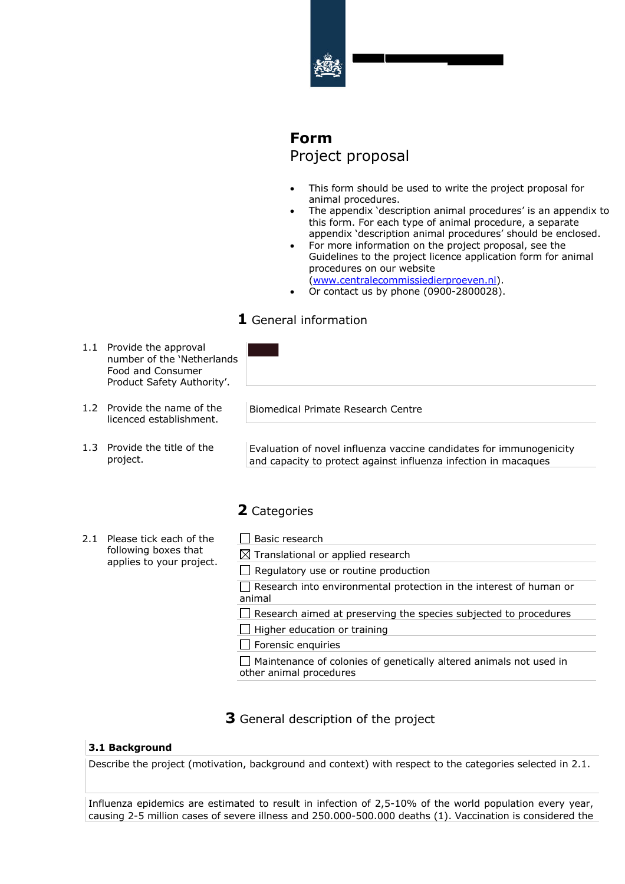# Form
Project proposal

- This form should be used to write the project proposal for animal procedures.
- The appendix 'description animal procedures' is an appendix to this form. For each type of animal procedure, a separate appendix 'description animal procedures' should be enclosed.
- For more information on the project proposal, see the Guidelines to the project licence application form for animal procedures on our website (www.centralecommissiedierproeven.nl).
- Or contact us by phone (0900-2800028).

## 1 General information

| | | |
|---|---|---|
| 1.1 | Provide the approval number of the 'Netherlands Food and Consumer Product Safety Authority'. | |
| 1.2 | Provide the name of the licenced establishment. | Biomedical Primate Research Centre |
| 1.3 | Provide the title of the project. | Evaluation of novel influenza vaccine candidates for immunogenicity and capacity to protect against influenza infection in macaques |

## 2 Categories

2.1 Please tick each of the following boxes that applies to your project.

- ☐ Basic research
- ☒ Translational or applied research
- ☐ Regulatory use or routine production
- ☐ Research into environmental protection in the interest of human or animal
- ☐ Research aimed at preserving the species subjected to procedures
- ☐ Higher education or training
- ☐ Forensic enquiries
- ☐ Maintenance of colonies of genetically altered animals not used in other animal procedures

## 3 General description of the project

### 3.1 Background

Describe the project (motivation, background and context) with respect to the categories selected in 2.1.

Influenza epidemics are estimated to result in infection of 2,5-10% of the world population every year, causing 2-5 million cases of severe illness and 250.000-500.000 deaths (1). Vaccination is considered the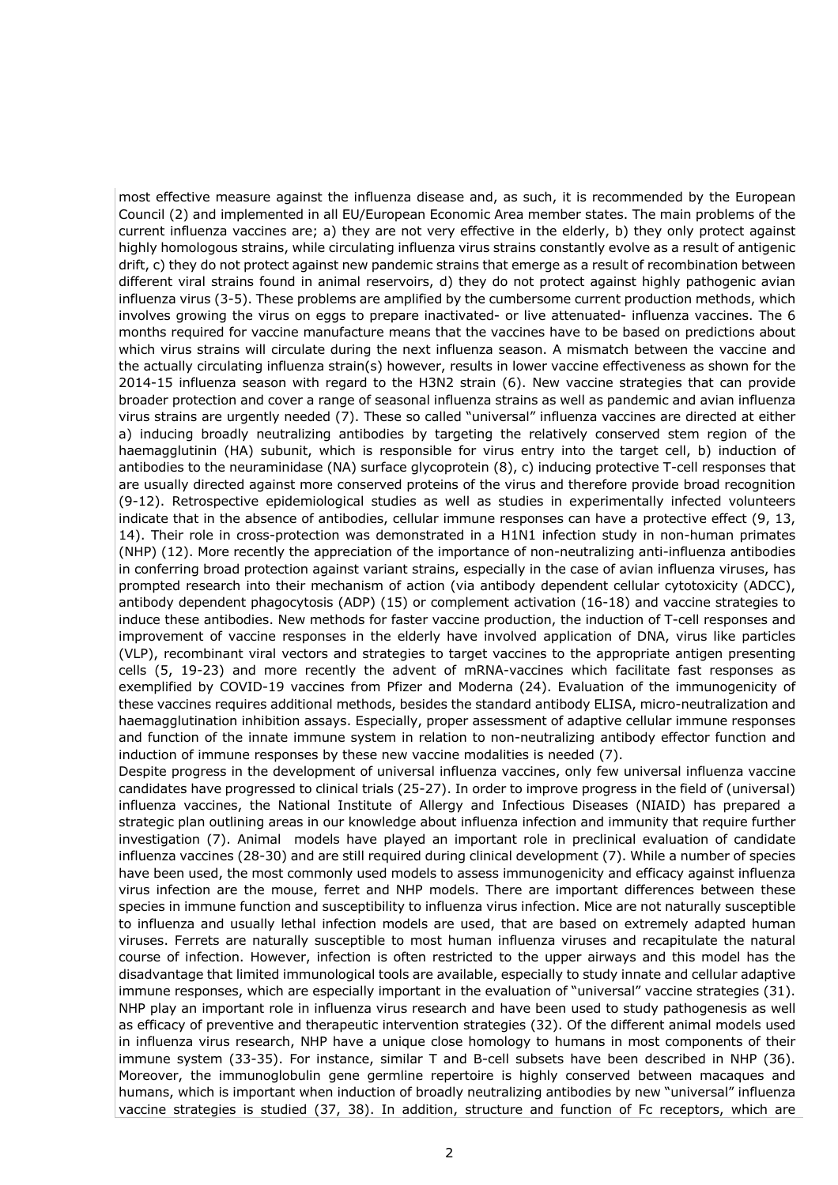most effective measure against the influenza disease and, as such, it is recommended by the European Council (2) and implemented in all EU/European Economic Area member states. The main problems of the current influenza vaccines are; a) they are not very effective in the elderly, b) they only protect against highly homologous strains, while circulating influenza virus strains constantly evolve as a result of antigenic drift, c) they do not protect against new pandemic strains that emerge as a result of recombination between different viral strains found in animal reservoirs, d) they do not protect against highly pathogenic avian influenza virus (3-5). These problems are amplified by the cumbersome current production methods, which involves growing the virus on eggs to prepare inactivated- or live attenuated- influenza vaccines. The 6 months required for vaccine manufacture means that the vaccines have to be based on predictions about which virus strains will circulate during the next influenza season. A mismatch between the vaccine and the actually circulating influenza strain(s) however, results in lower vaccine effectiveness as shown for the 2014-15 influenza season with regard to the H3N2 strain (6). New vaccine strategies that can provide broader protection and cover a range of seasonal influenza strains as well as pandemic and avian influenza virus strains are urgently needed (7). These so called "universal" influenza vaccines are directed at either a) inducing broadly neutralizing antibodies by targeting the relatively conserved stem region of the haemagglutinin (HA) subunit, which is responsible for virus entry into the target cell, b) induction of antibodies to the neuraminidase (NA) surface glycoprotein (8), c) inducing protective T-cell responses that are usually directed against more conserved proteins of the virus and therefore provide broad recognition (9-12). Retrospective epidemiological studies as well as studies in experimentally infected volunteers indicate that in the absence of antibodies, cellular immune responses can have a protective effect (9, 13, 14). Their role in cross-protection was demonstrated in a H1N1 infection study in non-human primates (NHP) (12). More recently the appreciation of the importance of non-neutralizing anti-influenza antibodies in conferring broad protection against variant strains, especially in the case of avian influenza viruses, has prompted research into their mechanism of action (via antibody dependent cellular cytotoxicity (ADCC), antibody dependent phagocytosis (ADP) (15) or complement activation (16-18) and vaccine strategies to induce these antibodies. New methods for faster vaccine production, the induction of T-cell responses and improvement of vaccine responses in the elderly have involved application of DNA, virus like particles (VLP), recombinant viral vectors and strategies to target vaccines to the appropriate antigen presenting cells (5, 19-23) and more recently the advent of mRNA-vaccines which facilitate fast responses as exemplified by COVID-19 vaccines from Pfizer and Moderna (24). Evaluation of the immunogenicity of these vaccines requires additional methods, besides the standard antibody ELISA, micro-neutralization and haemagglutination inhibition assays. Especially, proper assessment of adaptive cellular immune responses and function of the innate immune system in relation to non-neutralizing antibody effector function and induction of immune responses by these new vaccine modalities is needed (7).

Despite progress in the development of universal influenza vaccines, only few universal influenza vaccine candidates have progressed to clinical trials (25-27). In order to improve progress in the field of (universal) influenza vaccines, the National Institute of Allergy and Infectious Diseases (NIAID) has prepared a strategic plan outlining areas in our knowledge about influenza infection and immunity that require further investigation (7). Animal models have played an important role in preclinical evaluation of candidate influenza vaccines (28-30) and are still required during clinical development (7). While a number of species have been used, the most commonly used models to assess immunogenicity and efficacy against influenza virus infection are the mouse, ferret and NHP models. There are important differences between these species in immune function and susceptibility to influenza virus infection. Mice are not naturally susceptible to influenza and usually lethal infection models are used, that are based on extremely adapted human viruses. Ferrets are naturally susceptible to most human influenza viruses and recapitulate the natural course of infection. However, infection is often restricted to the upper airways and this model has the disadvantage that limited immunological tools are available, especially to study innate and cellular adaptive immune responses, which are especially important in the evaluation of "universal" vaccine strategies (31). NHP play an important role in influenza virus research and have been used to study pathogenesis as well as efficacy of preventive and therapeutic intervention strategies (32). Of the different animal models used in influenza virus research, NHP have a unique close homology to humans in most components of their immune system (33-35). For instance, similar T and B-cell subsets have been described in NHP (36). Moreover, the immunoglobulin gene germline repertoire is highly conserved between macaques and humans, which is important when induction of broadly neutralizing antibodies by new "universal" influenza vaccine strategies is studied (37, 38). In addition, structure and function of Fc receptors, which are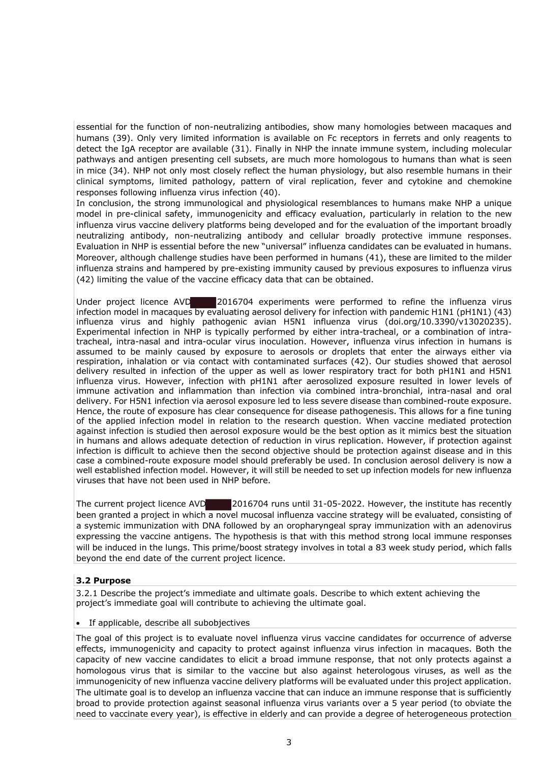essential for the function of non-neutralizing antibodies, show many homologies between macaques and humans (39). Only very limited information is available on Fc receptors in ferrets and only reagents to detect the IgA receptor are available (31). Finally in NHP the innate immune system, including molecular pathways and antigen presenting cell subsets, are much more homologous to humans than what is seen in mice (34). NHP not only most closely reflect the human physiology, but also resemble humans in their clinical symptoms, limited pathology, pattern of viral replication, fever and cytokine and chemokine responses following influenza virus infection (40).

In conclusion, the strong immunological and physiological resemblances to humans make NHP a unique model in pre-clinical safety, immunogenicity and efficacy evaluation, particularly in relation to the new influenza virus vaccine delivery platforms being developed and for the evaluation of the important broadly neutralizing antibody, non-neutralizing antibody and cellular broadly protective immune responses. Evaluation in NHP is essential before the new "universal" influenza candidates can be evaluated in humans. Moreover, although challenge studies have been performed in humans (41), these are limited to the milder influenza strains and hampered by pre-existing immunity caused by previous exposures to influenza virus (42) limiting the value of the vaccine efficacy data that can be obtained.

Under project licence AVD■■■■2016704 experiments were performed to refine the influenza virus infection model in macaques by evaluating aerosol delivery for infection with pandemic H1N1 (pH1N1) (43) influenza virus and highly pathogenic avian H5N1 influenza virus (doi.org/10.3390/v13020235). Experimental infection in NHP is typically performed by either intra-tracheal, or a combination of intra-tracheal, intra-nasal and intra-ocular virus inoculation. However, influenza virus infection in humans is assumed to be mainly caused by exposure to aerosols or droplets that enter the airways either via respiration, inhalation or via contact with contaminated surfaces (42). Our studies showed that aerosol delivery resulted in infection of the upper as well as lower respiratory tract for both pH1N1 and H5N1 influenza virus. However, infection with pH1N1 after aerosolized exposure resulted in lower levels of immune activation and inflammation than infection via combined intra-bronchial, intra-nasal and oral delivery. For H5N1 infection via aerosol exposure led to less severe disease than combined-route exposure. Hence, the route of exposure has clear consequence for disease pathogenesis. This allows for a fine tuning of the applied infection model in relation to the research question. When vaccine mediated protection against infection is studied then aerosol exposure would be the best option as it mimics best the situation in humans and allows adequate detection of reduction in virus replication. However, if protection against infection is difficult to achieve then the second objective should be protection against disease and in this case a combined-route exposure model should preferably be used. In conclusion aerosol delivery is now a well established infection model. However, it will still be needed to set up infection models for new influenza viruses that have not been used in NHP before.

The current project licence AVD■■■■2016704 runs until 31-05-2022. However, the institute has recently been granted a project in which a novel mucosal influenza vaccine strategy will be evaluated, consisting of a systemic immunization with DNA followed by an oropharyngeal spray immunization with an adenovirus expressing the vaccine antigens. The hypothesis is that with this method strong local immune responses will be induced in the lungs. This prime/boost strategy involves in total a 83 week study period, which falls beyond the end date of the current project licence.

### 3.2 Purpose

3.2.1 Describe the project's immediate and ultimate goals. Describe to which extent achieving the project's immediate goal will contribute to achieving the ultimate goal.

- If applicable, describe all subobjectives

The goal of this project is to evaluate novel influenza virus vaccine candidates for occurrence of adverse effects, immunogenicity and capacity to protect against influenza virus infection in macaques. Both the capacity of new vaccine candidates to elicit a broad immune response, that not only protects against a homologous virus that is similar to the vaccine but also against heterologous viruses, as well as the immunogenicity of new influenza vaccine delivery platforms will be evaluated under this project application. The ultimate goal is to develop an influenza vaccine that can induce an immune response that is sufficiently broad to provide protection against seasonal influenza virus variants over a 5 year period (to obviate the need to vaccinate every year), is effective in elderly and can provide a degree of heterogeneous protection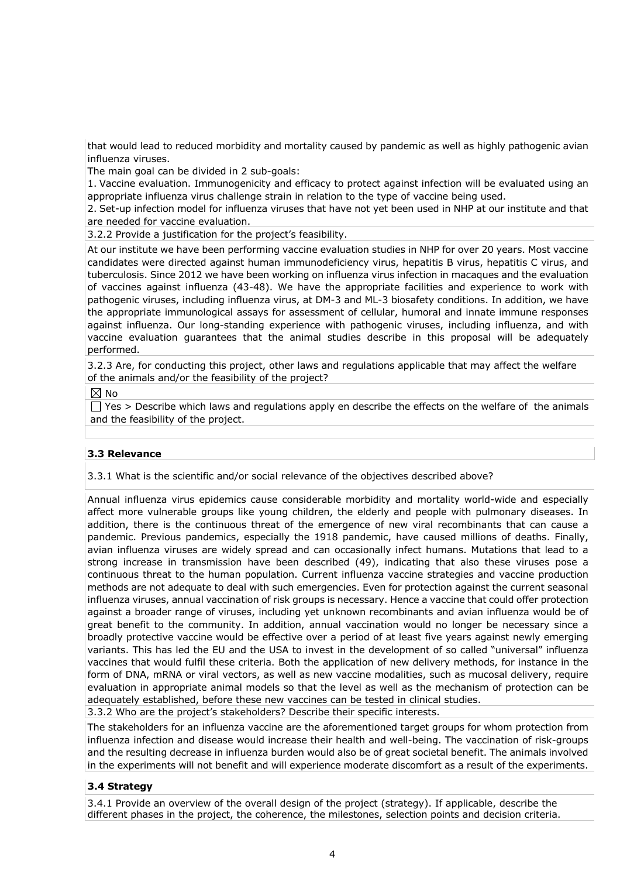that would lead to reduced morbidity and mortality caused by pandemic as well as highly pathogenic avian influenza viruses.

The main goal can be divided in 2 sub-goals:

1. Vaccine evaluation. Immunogenicity and efficacy to protect against infection will be evaluated using an appropriate influenza virus challenge strain in relation to the type of vaccine being used.
2. Set-up infection model for influenza viruses that have not yet been used in NHP at our institute and that are needed for vaccine evaluation.

3.2.2 Provide a justification for the project's feasibility.

At our institute we have been performing vaccine evaluation studies in NHP for over 20 years. Most vaccine candidates were directed against human immunodeficiency virus, hepatitis B virus, hepatitis C virus, and tuberculosis. Since 2012 we have been working on influenza virus infection in macaques and the evaluation of vaccines against influenza (43-48). We have the appropriate facilities and experience to work with pathogenic viruses, including influenza virus, at DM-3 and ML-3 biosafety conditions. In addition, we have the appropriate immunological assays for assessment of cellular, humoral and innate immune responses against influenza. Our long-standing experience with pathogenic viruses, including influenza, and with vaccine evaluation guarantees that the animal studies describe in this proposal will be adequately performed.

3.2.3 Are, for conducting this project, other laws and regulations applicable that may affect the welfare of the animals and/or the feasibility of the project?

☒ No

☐ Yes > Describe which laws and regulations apply en describe the effects on the welfare of the animals and the feasibility of the project.

### 3.3 Relevance

3.3.1 What is the scientific and/or social relevance of the objectives described above?

Annual influenza virus epidemics cause considerable morbidity and mortality world-wide and especially affect more vulnerable groups like young children, the elderly and people with pulmonary diseases. In addition, there is the continuous threat of the emergence of new viral recombinants that can cause a pandemic. Previous pandemics, especially the 1918 pandemic, have caused millions of deaths. Finally, avian influenza viruses are widely spread and can occasionally infect humans. Mutations that lead to a strong increase in transmission have been described (49), indicating that also these viruses pose a continuous threat to the human population. Current influenza vaccine strategies and vaccine production methods are not adequate to deal with such emergencies. Even for protection against the current seasonal influenza viruses, annual vaccination of risk groups is necessary. Hence a vaccine that could offer protection against a broader range of viruses, including yet unknown recombinants and avian influenza would be of great benefit to the community. In addition, annual vaccination would no longer be necessary since a broadly protective vaccine would be effective over a period of at least five years against newly emerging variants. This has led the EU and the USA to invest in the development of so called "universal" influenza vaccines that would fulfil these criteria. Both the application of new delivery methods, for instance in the form of DNA, mRNA or viral vectors, as well as new vaccine modalities, such as mucosal delivery, require evaluation in appropriate animal models so that the level as well as the mechanism of protection can be adequately established, before these new vaccines can be tested in clinical studies.

3.3.2 Who are the project's stakeholders? Describe their specific interests.

The stakeholders for an influenza vaccine are the aforementioned target groups for whom protection from influenza infection and disease would increase their health and well-being. The vaccination of risk-groups and the resulting decrease in influenza burden would also be of great societal benefit. The animals involved in the experiments will not benefit and will experience moderate discomfort as a result of the experiments.

### 3.4 Strategy

3.4.1 Provide an overview of the overall design of the project (strategy). If applicable, describe the different phases in the project, the coherence, the milestones, selection points and decision criteria.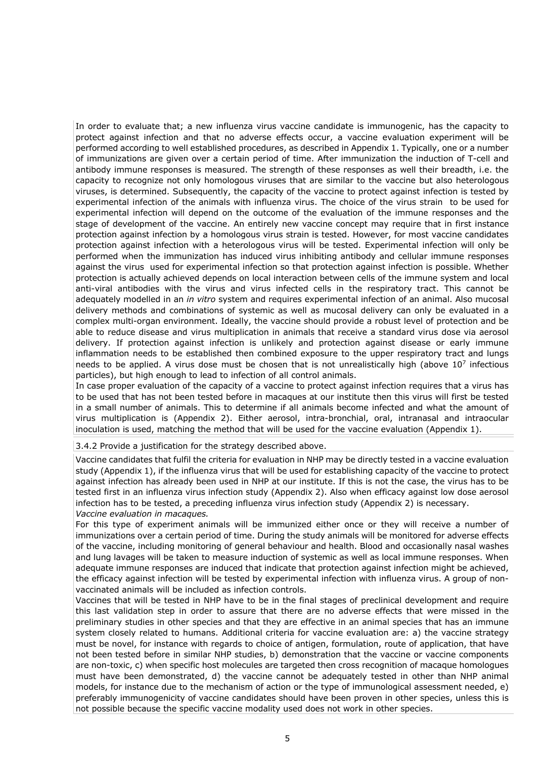In order to evaluate that; a new influenza virus vaccine candidate is immunogenic, has the capacity to protect against infection and that no adverse effects occur, a vaccine evaluation experiment will be performed according to well established procedures, as described in Appendix 1. Typically, one or a number of immunizations are given over a certain period of time. After immunization the induction of T-cell and antibody immune responses is measured. The strength of these responses as well their breadth, i.e. the capacity to recognize not only homologous viruses that are similar to the vaccine but also heterologous viruses, is determined. Subsequently, the capacity of the vaccine to protect against infection is tested by experimental infection of the animals with influenza virus. The choice of the virus strain to be used for experimental infection will depend on the outcome of the evaluation of the immune responses and the stage of development of the vaccine. An entirely new vaccine concept may require that in first instance protection against infection by a homologous virus strain is tested. However, for most vaccine candidates protection against infection with a heterologous virus will be tested. Experimental infection will only be performed when the immunization has induced virus inhibiting antibody and cellular immune responses against the virus used for experimental infection so that protection against infection is possible. Whether protection is actually achieved depends on local interaction between cells of the immune system and local anti-viral antibodies with the virus and virus infected cells in the respiratory tract. This cannot be adequately modelled in an *in vitro* system and requires experimental infection of an animal. Also mucosal delivery methods and combinations of systemic as well as mucosal delivery can only be evaluated in a complex multi-organ environment. Ideally, the vaccine should provide a robust level of protection and be able to reduce disease and virus multiplication in animals that receive a standard virus dose via aerosol delivery. If protection against infection is unlikely and protection against disease or early immune inflammation needs to be established then combined exposure to the upper respiratory tract and lungs needs to be applied. A virus dose must be chosen that is not unrealistically high (above $10^7$ infectious particles), but high enough to lead to infection of all control animals.

In case proper evaluation of the capacity of a vaccine to protect against infection requires that a virus has to be used that has not been tested before in macaques at our institute then this virus will first be tested in a small number of animals. This to determine if all animals become infected and what the amount of virus multiplication is (Appendix 2). Either aerosol, intra-bronchial, oral, intranasal and intraocular inoculation is used, matching the method that will be used for the vaccine evaluation (Appendix 1).

3.4.2 Provide a justification for the strategy described above.

Vaccine candidates that fulfil the criteria for evaluation in NHP may be directly tested in a vaccine evaluation study (Appendix 1), if the influenza virus that will be used for establishing capacity of the vaccine to protect against infection has already been used in NHP at our institute. If this is not the case, the virus has to be tested first in an influenza virus infection study (Appendix 2). Also when efficacy against low dose aerosol infection has to be tested, a preceding influenza virus infection study (Appendix 2) is necessary.

*Vaccine evaluation in macaques.*

For this type of experiment animals will be immunized either once or they will receive a number of immunizations over a certain period of time. During the study animals will be monitored for adverse effects of the vaccine, including monitoring of general behaviour and health. Blood and occasionally nasal washes and lung lavages will be taken to measure induction of systemic as well as local immune responses. When adequate immune responses are induced that indicate that protection against infection might be achieved, the efficacy against infection will be tested by experimental infection with influenza virus. A group of non-vaccinated animals will be included as infection controls.

Vaccines that will be tested in NHP have to be in the final stages of preclinical development and require this last validation step in order to assure that there are no adverse effects that were missed in the preliminary studies in other species and that they are effective in an animal species that has an immune system closely related to humans. Additional criteria for vaccine evaluation are: a) the vaccine strategy must be novel, for instance with regards to choice of antigen, formulation, route of application, that have not been tested before in similar NHP studies, b) demonstration that the vaccine or vaccine components are non-toxic, c) when specific host molecules are targeted then cross recognition of macaque homologues must have been demonstrated, d) the vaccine cannot be adequately tested in other than NHP animal models, for instance due to the mechanism of action or the type of immunological assessment needed, e) preferably immunogenicity of vaccine candidates should have been proven in other species, unless this is not possible because the specific vaccine modality used does not work in other species.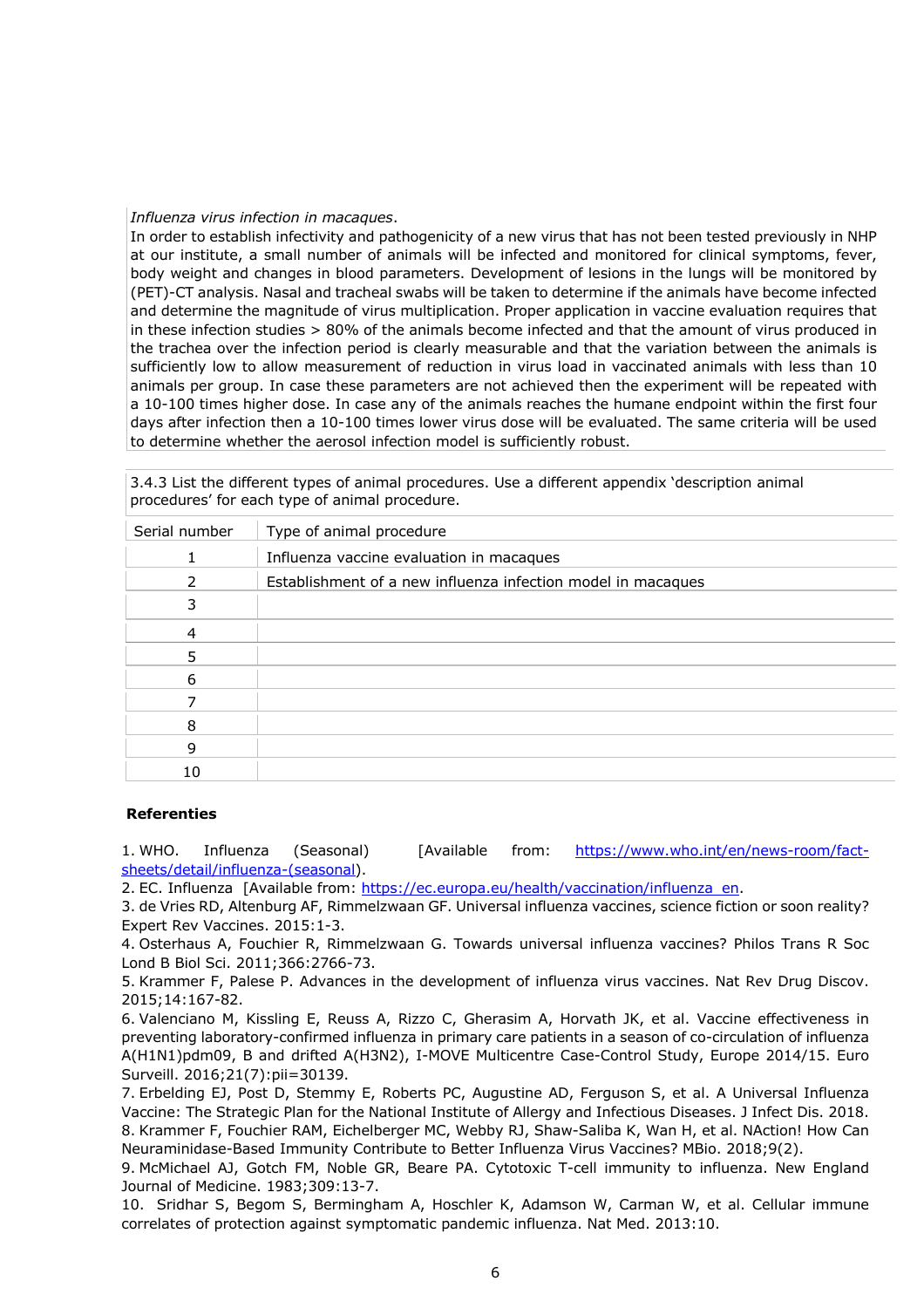*Influenza virus infection in macaques*.

In order to establish infectivity and pathogenicity of a new virus that has not been tested previously in NHP at our institute, a small number of animals will be infected and monitored for clinical symptoms, fever, body weight and changes in blood parameters. Development of lesions in the lungs will be monitored by (PET)-CT analysis. Nasal and tracheal swabs will be taken to determine if the animals have become infected and determine the magnitude of virus multiplication. Proper application in vaccine evaluation requires that in these infection studies > 80% of the animals become infected and that the amount of virus produced in the trachea over the infection period is clearly measurable and that the variation between the animals is sufficiently low to allow measurement of reduction in virus load in vaccinated animals with less than 10 animals per group. In case these parameters are not achieved then the experiment will be repeated with a 10-100 times higher dose. In case any of the animals reaches the humane endpoint within the first four days after infection then a 10-100 times lower virus dose will be evaluated. The same criteria will be used to determine whether the aerosol infection model is sufficiently robust.

3.4.3 List the different types of animal procedures. Use a different appendix 'description animal procedures' for each type of animal procedure.

| Serial number | Type of animal procedure |
|---|---|
| 1 | Influenza vaccine evaluation in macaques |
| 2 | Establishment of a new influenza infection model in macaques |
| 3 | |
| 4 | |
| 5 | |
| 6 | |
| 7 | |
| 8 | |
| 9 | |
| 10 | |

**Referenties**

1. WHO. Influenza (Seasonal) [Available from: https://www.who.int/en/news-room/fact-sheets/detail/influenza-(seasonal).
2. EC. Influenza [Available from: https://ec.europa.eu/health/vaccination/influenza_en.
3. de Vries RD, Altenburg AF, Rimmelzwaan GF. Universal influenza vaccines, science fiction or soon reality? Expert Rev Vaccines. 2015:1-3.
4. Osterhaus A, Fouchier R, Rimmelzwaan G. Towards universal influenza vaccines? Philos Trans R Soc Lond B Biol Sci. 2011;366:2766-73.
5. Krammer F, Palese P. Advances in the development of influenza virus vaccines. Nat Rev Drug Discov. 2015;14:167-82.
6. Valenciano M, Kissling E, Reuss A, Rizzo C, Gherasim A, Horvath JK, et al. Vaccine effectiveness in preventing laboratory-confirmed influenza in primary care patients in a season of co-circulation of influenza A(H1N1)pdm09, B and drifted A(H3N2), I-MOVE Multicentre Case-Control Study, Europe 2014/15. Euro Surveill. 2016;21(7):pii=30139.
7. Erbelding EJ, Post D, Stemmy E, Roberts PC, Augustine AD, Ferguson S, et al. A Universal Influenza Vaccine: The Strategic Plan for the National Institute of Allergy and Infectious Diseases. J Infect Dis. 2018.
8. Krammer F, Fouchier RAM, Eichelberger MC, Webby RJ, Shaw-Saliba K, Wan H, et al. NAction! How Can Neuraminidase-Based Immunity Contribute to Better Influenza Virus Vaccines? MBio. 2018;9(2).
9. McMichael AJ, Gotch FM, Noble GR, Beare PA. Cytotoxic T-cell immunity to influenza. New England Journal of Medicine. 1983;309:13-7.
10. Sridhar S, Begom S, Bermingham A, Hoschler K, Adamson W, Carman W, et al. Cellular immune correlates of protection against symptomatic pandemic influenza. Nat Med. 2013:10.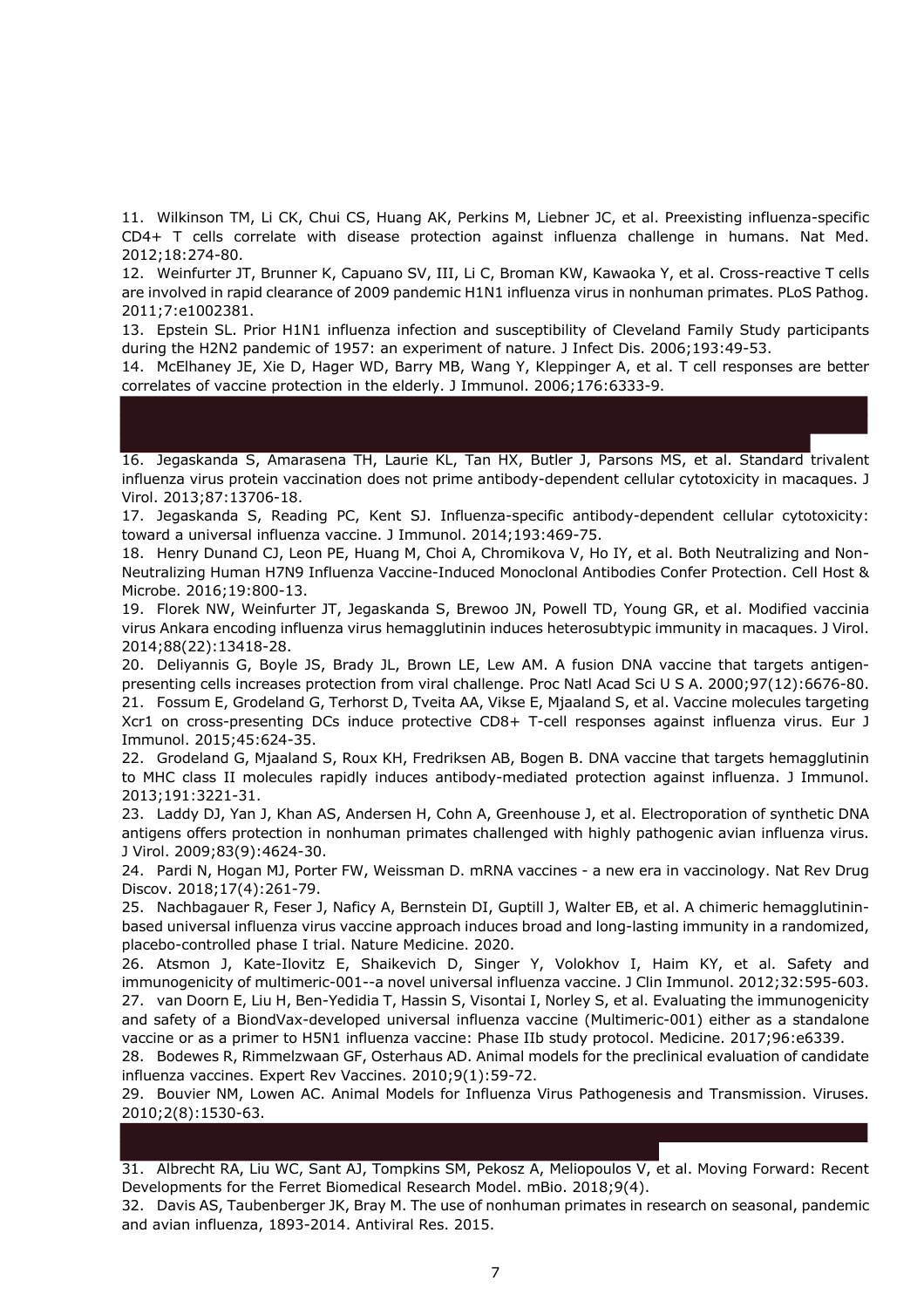11. Wilkinson TM, Li CK, Chui CS, Huang AK, Perkins M, Liebner JC, et al. Preexisting influenza-specific CD4+ T cells correlate with disease protection against influenza challenge in humans. Nat Med. 2012;18:274-80.
12. Weinfurter JT, Brunner K, Capuano SV, III, Li C, Broman KW, Kawaoka Y, et al. Cross-reactive T cells are involved in rapid clearance of 2009 pandemic H1N1 influenza virus in nonhuman primates. PLoS Pathog. 2011;7:e1002381.
13. Epstein SL. Prior H1N1 influenza infection and susceptibility of Cleveland Family Study participants during the H2N2 pandemic of 1957: an experiment of nature. J Infect Dis. 2006;193:49-53.
14. McElhaney JE, Xie D, Hager WD, Barry MB, Wang Y, Kleppinger A, et al. T cell responses are better correlates of vaccine protection in the elderly. J Immunol. 2006;176:6333-9.

16. Jegaskanda S, Amarasena TH, Laurie KL, Tan HX, Butler J, Parsons MS, et al. Standard trivalent influenza virus protein vaccination does not prime antibody-dependent cellular cytotoxicity in macaques. J Virol. 2013;87:13706-18.
17. Jegaskanda S, Reading PC, Kent SJ. Influenza-specific antibody-dependent cellular cytotoxicity: toward a universal influenza vaccine. J Immunol. 2014;193:469-75.
18. Henry Dunand CJ, Leon PE, Huang M, Choi A, Chromikova V, Ho IY, et al. Both Neutralizing and Non-Neutralizing Human H7N9 Influenza Vaccine-Induced Monoclonal Antibodies Confer Protection. Cell Host & Microbe. 2016;19:800-13.
19. Florek NW, Weinfurter JT, Jegaskanda S, Brewoo JN, Powell TD, Young GR, et al. Modified vaccinia virus Ankara encoding influenza virus hemagglutinin induces heterosubtypic immunity in macaques. J Virol. 2014;88(22):13418-28.
20. Deliyannis G, Boyle JS, Brady JL, Brown LE, Lew AM. A fusion DNA vaccine that targets antigen-presenting cells increases protection from viral challenge. Proc Natl Acad Sci U S A. 2000;97(12):6676-80.
21. Fossum E, Grodeland G, Terhorst D, Tveita AA, Vikse E, Mjaaland S, et al. Vaccine molecules targeting Xcr1 on cross-presenting DCs induce protective CD8+ T-cell responses against influenza virus. Eur J Immunol. 2015;45:624-35.
22. Grodeland G, Mjaaland S, Roux KH, Fredriksen AB, Bogen B. DNA vaccine that targets hemagglutinin to MHC class II molecules rapidly induces antibody-mediated protection against influenza. J Immunol. 2013;191:3221-31.
23. Laddy DJ, Yan J, Khan AS, Andersen H, Cohn A, Greenhouse J, et al. Electroporation of synthetic DNA antigens offers protection in nonhuman primates challenged with highly pathogenic avian influenza virus. J Virol. 2009;83(9):4624-30.
24. Pardi N, Hogan MJ, Porter FW, Weissman D. mRNA vaccines - a new era in vaccinology. Nat Rev Drug Discov. 2018;17(4):261-79.
25. Nachbagauer R, Feser J, Naficy A, Bernstein DI, Guptill J, Walter EB, et al. A chimeric hemagglutinin-based universal influenza virus vaccine approach induces broad and long-lasting immunity in a randomized, placebo-controlled phase I trial. Nature Medicine. 2020.
26. Atsmon J, Kate-Ilovitz E, Shaikevich D, Singer Y, Volokhov I, Haim KY, et al. Safety and immunogenicity of multimeric-001--a novel universal influenza vaccine. J Clin Immunol. 2012;32:595-603.
27. van Doorn E, Liu H, Ben-Yedidia T, Hassin S, Visontai I, Norley S, et al. Evaluating the immunogenicity and safety of a BiondVax-developed universal influenza vaccine (Multimeric-001) either as a standalone vaccine or as a primer to H5N1 influenza vaccine: Phase IIb study protocol. Medicine. 2017;96:e6339.
28. Bodewes R, Rimmelzwaan GF, Osterhaus AD. Animal models for the preclinical evaluation of candidate influenza vaccines. Expert Rev Vaccines. 2010;9(1):59-72.
29. Bouvier NM, Lowen AC. Animal Models for Influenza Virus Pathogenesis and Transmission. Viruses. 2010;2(8):1530-63.

31. Albrecht RA, Liu WC, Sant AJ, Tompkins SM, Pekosz A, Meliopoulos V, et al. Moving Forward: Recent Developments for the Ferret Biomedical Research Model. mBio. 2018;9(4).
32. Davis AS, Taubenberger JK, Bray M. The use of nonhuman primates in research on seasonal, pandemic and avian influenza, 1893-2014. Antiviral Res. 2015.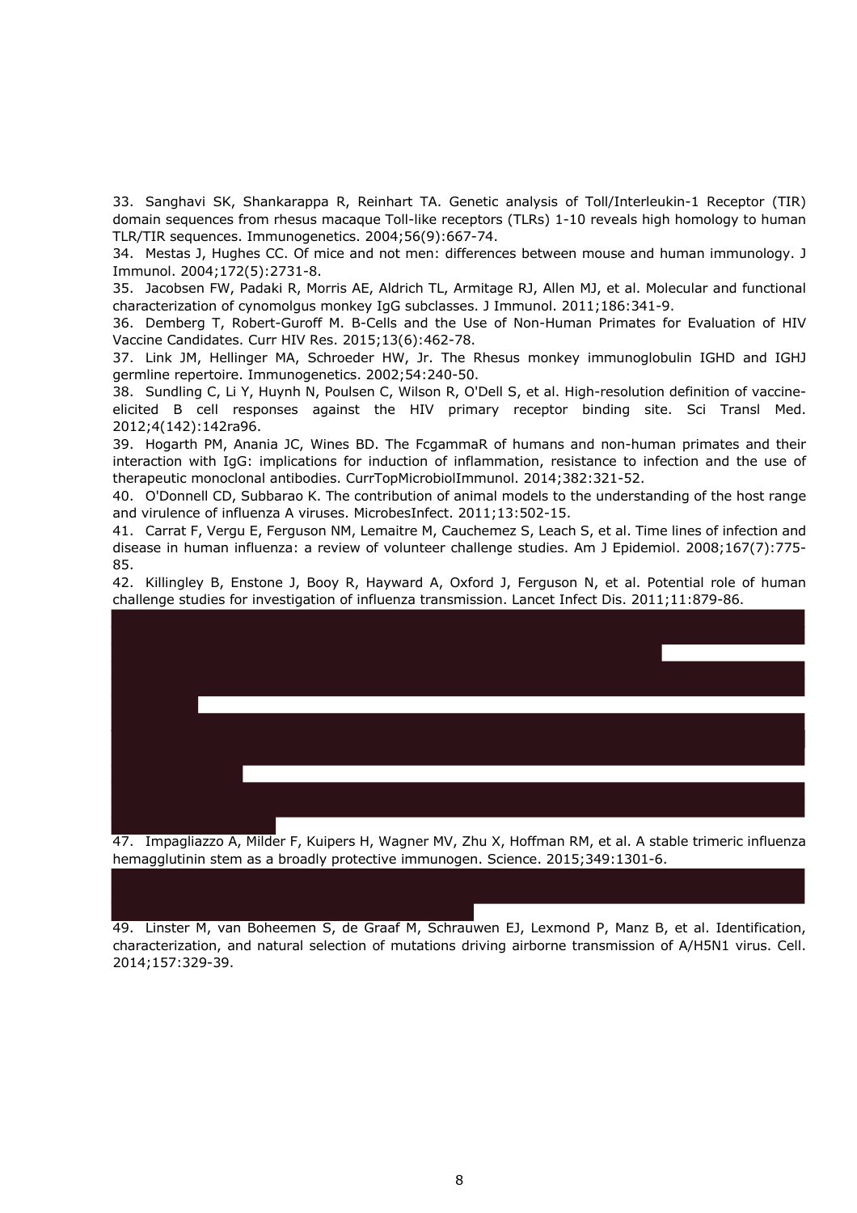33. Sanghavi SK, Shankarappa R, Reinhart TA. Genetic analysis of Toll/Interleukin-1 Receptor (TIR) domain sequences from rhesus macaque Toll-like receptors (TLRs) 1-10 reveals high homology to human TLR/TIR sequences. Immunogenetics. 2004;56(9):667-74.

34. Mestas J, Hughes CC. Of mice and not men: differences between mouse and human immunology. J Immunol. 2004;172(5):2731-8.

35. Jacobsen FW, Padaki R, Morris AE, Aldrich TL, Armitage RJ, Allen MJ, et al. Molecular and functional characterization of cynomolgus monkey IgG subclasses. J Immunol. 2011;186:341-9.

36. Demberg T, Robert-Guroff M. B-Cells and the Use of Non-Human Primates for Evaluation of HIV Vaccine Candidates. Curr HIV Res. 2015;13(6):462-78.

37. Link JM, Hellinger MA, Schroeder HW, Jr. The Rhesus monkey immunoglobulin IGHD and IGHJ germline repertoire. Immunogenetics. 2002;54:240-50.

38. Sundling C, Li Y, Huynh N, Poulsen C, Wilson R, O'Dell S, et al. High-resolution definition of vaccine-elicited B cell responses against the HIV primary receptor binding site. Sci Transl Med. 2012;4(142):142ra96.

39. Hogarth PM, Anania JC, Wines BD. The FcgammaR of humans and non-human primates and their interaction with IgG: implications for induction of inflammation, resistance to infection and the use of therapeutic monoclonal antibodies. CurrTopMicrobiolImmunol. 2014;382:321-52.

40. O'Donnell CD, Subbarao K. The contribution of animal models to the understanding of the host range and virulence of influenza A viruses. MicrobesInfect. 2011;13:502-15.

41. Carrat F, Vergu E, Ferguson NM, Lemaitre M, Cauchemez S, Leach S, et al. Time lines of infection and disease in human influenza: a review of volunteer challenge studies. Am J Epidemiol. 2008;167(7):775-85.

42. Killingley B, Enstone J, Booy R, Hayward A, Oxford J, Ferguson N, et al. Potential role of human challenge studies for investigation of influenza transmission. Lancet Infect Dis. 2011;11:879-86.

47. Impagliazzo A, Milder F, Kuipers H, Wagner MV, Zhu X, Hoffman RM, et al. A stable trimeric influenza hemagglutinin stem as a broadly protective immunogen. Science. 2015;349:1301-6.

49. Linster M, van Boheemen S, de Graaf M, Schrauwen EJ, Lexmond P, Manz B, et al. Identification, characterization, and natural selection of mutations driving airborne transmission of A/H5N1 virus. Cell. 2014;157:329-39.